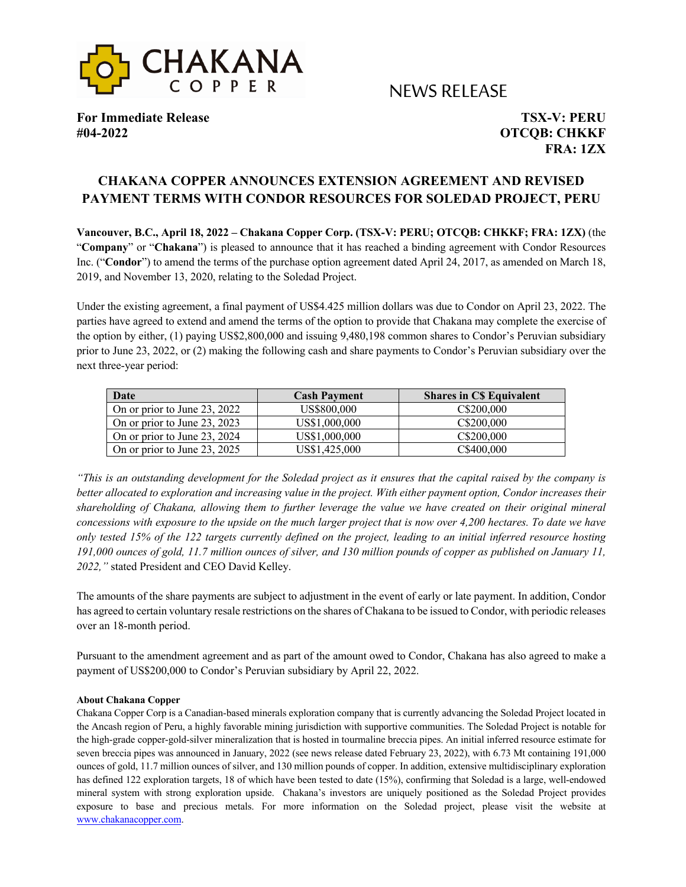NEWS RELEASE

**For Immediate Release**
**#04-2022**

**TSX-V: PERU**
**OTCQB: CHKKF**
**FRA: 1ZX**

# CHAKANA COPPER ANNOUNCES EXTENSION AGREEMENT AND REVISED PAYMENT TERMS WITH CONDOR RESOURCES FOR SOLEDAD PROJECT, PERU

**Vancouver, B.C., April 18, 2022 – Chakana Copper Corp. (TSX-V: PERU; OTCQB: CHKKF; FRA: 1ZX)** (the "**Company**" or "**Chakana**") is pleased to announce that it has reached a binding agreement with Condor Resources Inc. ("**Condor**") to amend the terms of the purchase option agreement dated April 24, 2017, as amended on March 18, 2019, and November 13, 2020, relating to the Soledad Project.

Under the existing agreement, a final payment of US$4.425 million dollars was due to Condor on April 23, 2022. The parties have agreed to extend and amend the terms of the option to provide that Chakana may complete the exercise of the option by either, (1) paying US$2,800,000 and issuing 9,480,198 common shares to Condor's Peruvian subsidiary prior to June 23, 2022, or (2) making the following cash and share payments to Condor's Peruvian subsidiary over the next three-year period:

| Date | Cash Payment | Shares in C$ Equivalent |
|---|---|---|
| On or prior to June 23, 2022 | US$800,000 | C$200,000 |
| On or prior to June 23, 2023 | US$1,000,000 | C$200,000 |
| On or prior to June 23, 2024 | US$1,000,000 | C$200,000 |
| On or prior to June 23, 2025 | US$1,425,000 | C$400,000 |

*"This is an outstanding development for the Soledad project as it ensures that the capital raised by the company is better allocated to exploration and increasing value in the project. With either payment option, Condor increases their shareholding of Chakana, allowing them to further leverage the value we have created on their original mineral concessions with exposure to the upside on the much larger project that is now over 4,200 hectares. To date we have only tested 15% of the 122 targets currently defined on the project, leading to an initial inferred resource hosting 191,000 ounces of gold, 11.7 million ounces of silver, and 130 million pounds of copper as published on January 11, 2022,"* stated President and CEO David Kelley.

The amounts of the share payments are subject to adjustment in the event of early or late payment. In addition, Condor has agreed to certain voluntary resale restrictions on the shares of Chakana to be issued to Condor, with periodic releases over an 18-month period.

Pursuant to the amendment agreement and as part of the amount owed to Condor, Chakana has also agreed to make a payment of US$200,000 to Condor's Peruvian subsidiary by April 22, 2022.

**About Chakana Copper**

Chakana Copper Corp is a Canadian-based minerals exploration company that is currently advancing the Soledad Project located in the Ancash region of Peru, a highly favorable mining jurisdiction with supportive communities. The Soledad Project is notable for the high-grade copper-gold-silver mineralization that is hosted in tourmaline breccia pipes. An initial inferred resource estimate for seven breccia pipes was announced in January, 2022 (see news release dated February 23, 2022), with 6.73 Mt containing 191,000 ounces of gold, 11.7 million ounces of silver, and 130 million pounds of copper. In addition, extensive multidisciplinary exploration has defined 122 exploration targets, 18 of which have been tested to date (15%), confirming that Soledad is a large, well-endowed mineral system with strong exploration upside. Chakana's investors are uniquely positioned as the Soledad Project provides exposure to base and precious metals. For more information on the Soledad project, please visit the website at www.chakanacopper.com.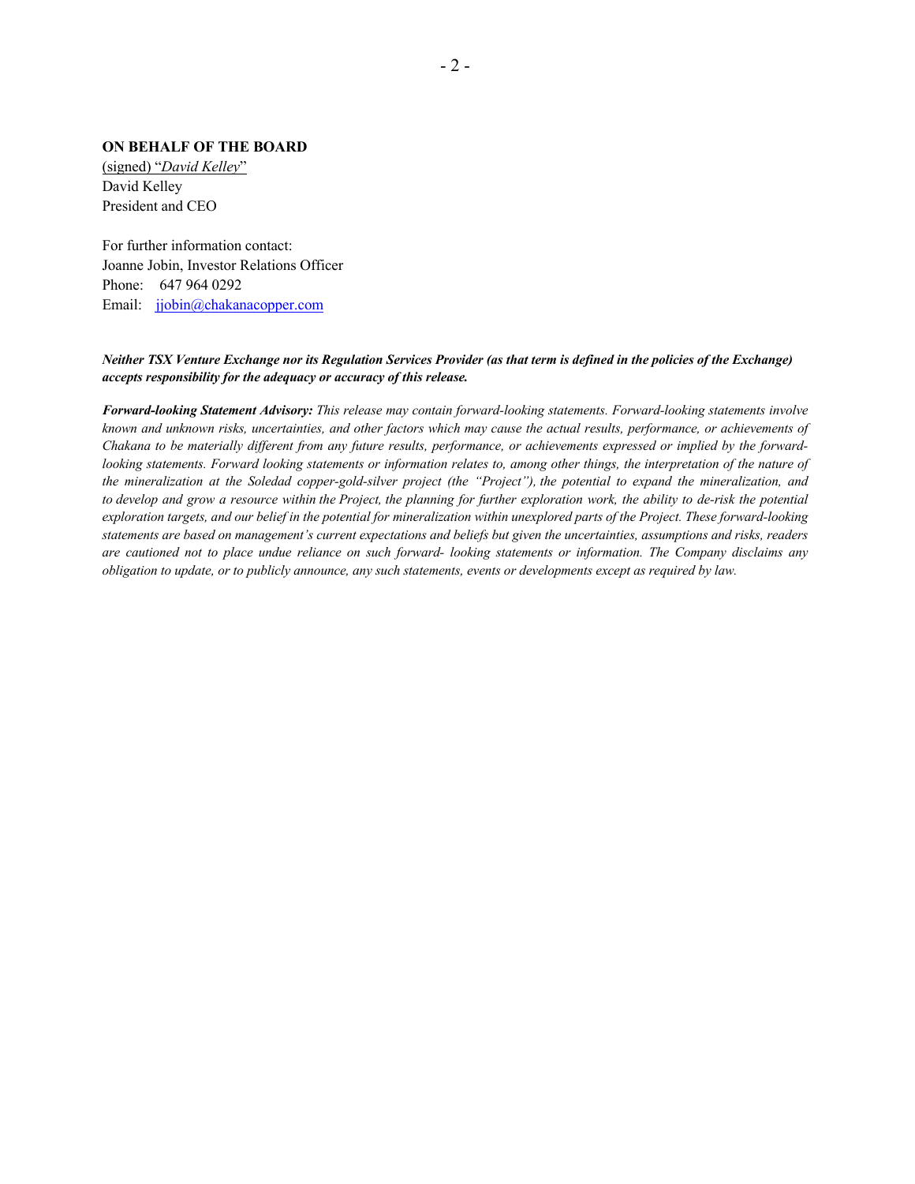**ON BEHALF OF THE BOARD**
(signed) "*David Kelley*"
David Kelley
President and CEO

For further information contact:
Joanne Jobin, Investor Relations Officer
Phone: 647 964 0292
Email: jjobin@chakanacopper.com

***Neither TSX Venture Exchange nor its Regulation Services Provider (as that term is defined in the policies of the Exchange) accepts responsibility for the adequacy or accuracy of this release.***

***Forward-looking Statement Advisory:*** *This release may contain forward-looking statements. Forward-looking statements involve known and unknown risks, uncertainties, and other factors which may cause the actual results, performance, or achievements of Chakana to be materially different from any future results, performance, or achievements expressed or implied by the forward-looking statements. Forward looking statements or information relates to, among other things, the interpretation of the nature of the mineralization at the Soledad copper-gold-silver project (the "Project"), the potential to expand the mineralization, and to develop and grow a resource within the Project, the planning for further exploration work, the ability to de-risk the potential exploration targets, and our belief in the potential for mineralization within unexplored parts of the Project. These forward-looking statements are based on management's current expectations and beliefs but given the uncertainties, assumptions and risks, readers are cautioned not to place undue reliance on such forward- looking statements or information. The Company disclaims any obligation to update, or to publicly announce, any such statements, events or developments except as required by law.*